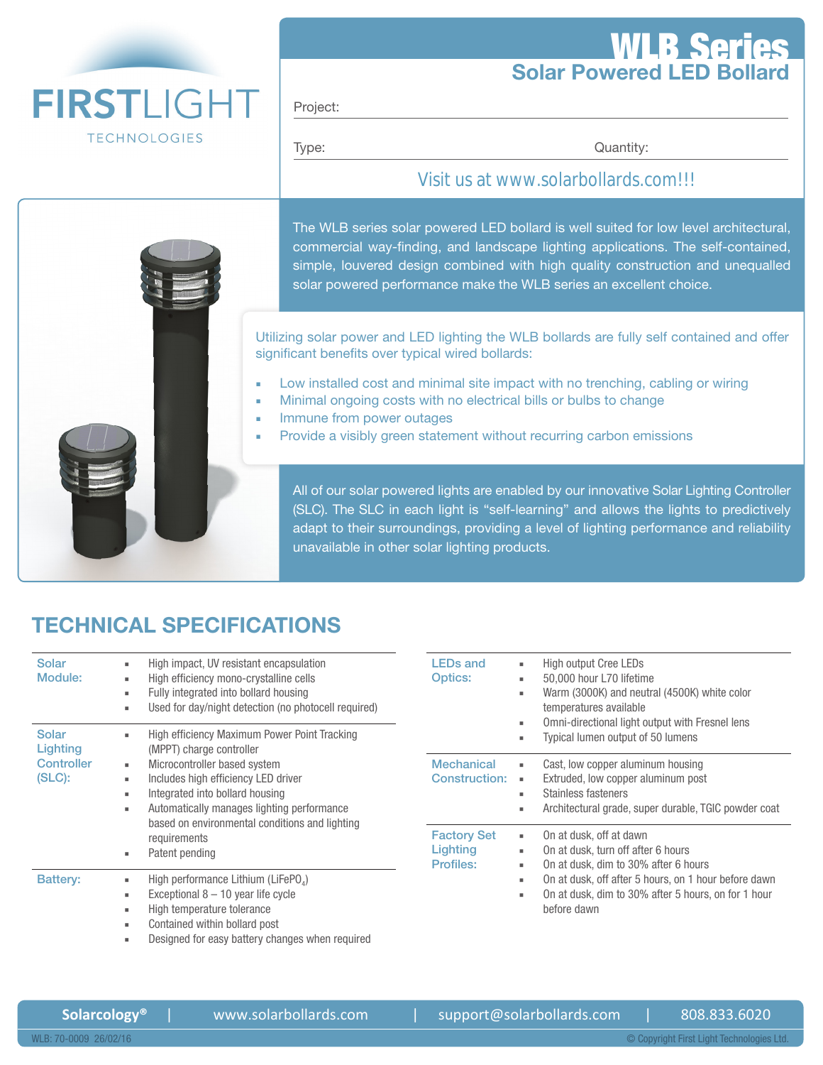FIRSTLIGHT TECHNOLOGIES

# WLB Series

## Solar Powered LED Bollard

Project:

Type: Quantity:

Visit us at www.solarbollards.com!!!

The WLB series solar powered LED bollard is well suited for low level architectural, commercial way-finding, and landscape lighting applications. The self-contained, simple, louvered design combined with high quality construction and unequalled solar powered performance make the WLB series an excellent choice.

Utilizing solar power and LED lighting the WLB bollards are fully self contained and offer significant benefits over typical wired bollards:

- Low installed cost and minimal site impact with no trenching, cabling or wiring
- Minimal ongoing costs with no electrical bills or bulbs to change
- Immune from power outages
- Provide a visibly green statement without recurring carbon emissions

All of our solar powered lights are enabled by our innovative Solar Lighting Controller (SLC). The SLC in each light is “self-learning” and allows the lights to predictively adapt to their surroundings, providing a level of lighting performance and reliability unavailable in other solar lighting products.

## TECHNICAL SPECIFICATIONS

**Solar Module:**
- High impact, UV resistant encapsulation
- High efficiency mono-crystalline cells
- Fully integrated into bollard housing
- Used for day/night detection (no photocell required)

**Solar Lighting Controller (SLC):**
- High efficiency Maximum Power Point Tracking (MPPT) charge controller
- Microcontroller based system
- Includes high efficiency LED driver
- Integrated into bollard housing
- Automatically manages lighting performance based on environmental conditions and lighting requirements
- Patent pending

**Battery:**
- High performance Lithium ($LiFePO_4$)
- Exceptional 8 – 10 year life cycle
- High temperature tolerance
- Contained within bollard post
- Designed for easy battery changes when required

**LEDs and Optics:**
- High output Cree LEDs
- 50,000 hour L70 lifetime
- Warm (3000K) and neutral (4500K) white color temperatures available
- Omni-directional light output with Fresnel lens
- Typical lumen output of 50 lumens

**Mechanical Construction:**
- Cast, low copper aluminum housing
- Extruded, low copper aluminum post
- Stainless fasteners
- Architectural grade, super durable, TGIC powder coat

**Factory Set Lighting Profiles:**
- On at dusk, off at dawn
- On at dusk, turn off after 6 hours
- On at dusk, dim to 30% after 6 hours
- On at dusk, off after 5 hours, on 1 hour before dawn
- On at dusk, dim to 30% after 5 hours, on for 1 hour before dawn

Solarcology® | www.solarbollards.com | support@solarbollards.com | 808.833.6020

WLB: 70-0009 26/02/16 © Copyright First Light Technologies Ltd.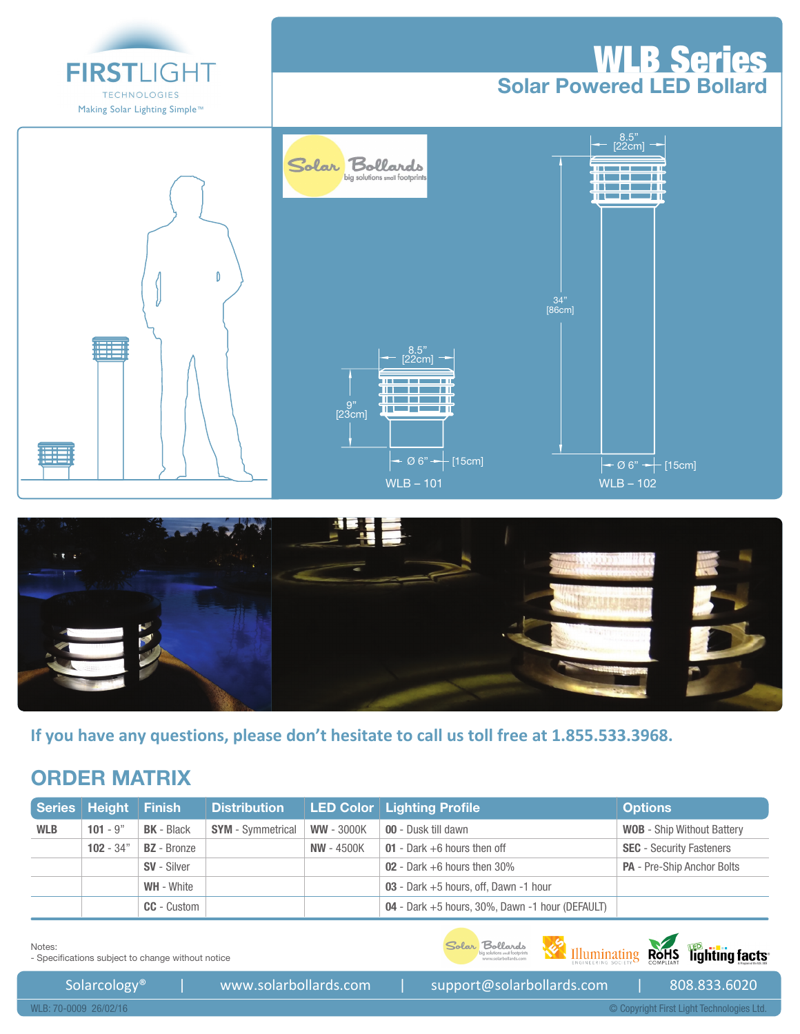FIRSTLIGHT TECHNOLOGIES
Making Solar Lighting Simple™

# WLB Series
## Solar Powered LED Bollard

8.5" [22cm]
34" [86cm]
Ø 6" [15cm]
WLB – 102

8.5" [22cm]
9" [23cm]
Ø 6" [15cm]
WLB – 101

**If you have any questions, please don't hesitate to call us toll free at 1.855.533.3968.**

## ORDER MATRIX

| Series | Height | Finish | Distribution | LED Color | Lighting Profile | Options |
|---|---|---|---|---|---|---|
| **WLB** | **101** - 9" | **BK** - Black | **SYM** - Symmetrical | **WW** - 3000K | **00** - Dusk till dawn | **WOB** - Ship Without Battery |
| | **102** - 34" | **BZ** - Bronze | | **NW** - 4500K | **01** - Dark +6 hours then off | **SEC** - Security Fasteners |
| | | **SV** - Silver | | | **02** - Dark +6 hours then 30% | **PA** - Pre-Ship Anchor Bolts |
| | | **WH** - White | | | **03** - Dark +5 hours, off, Dawn -1 hour | |
| | | **CC** - Custom | | | **04** - Dark +5 hours, 30%, Dawn -1 hour (DEFAULT) | |

Notes:
- Specifications subject to change without notice

Solarcology® | www.solarbollards.com | support@solarbollards.com | 808.833.6020

WLB: 70-0009 26/02/16

© Copyright First Light Technologies Ltd.